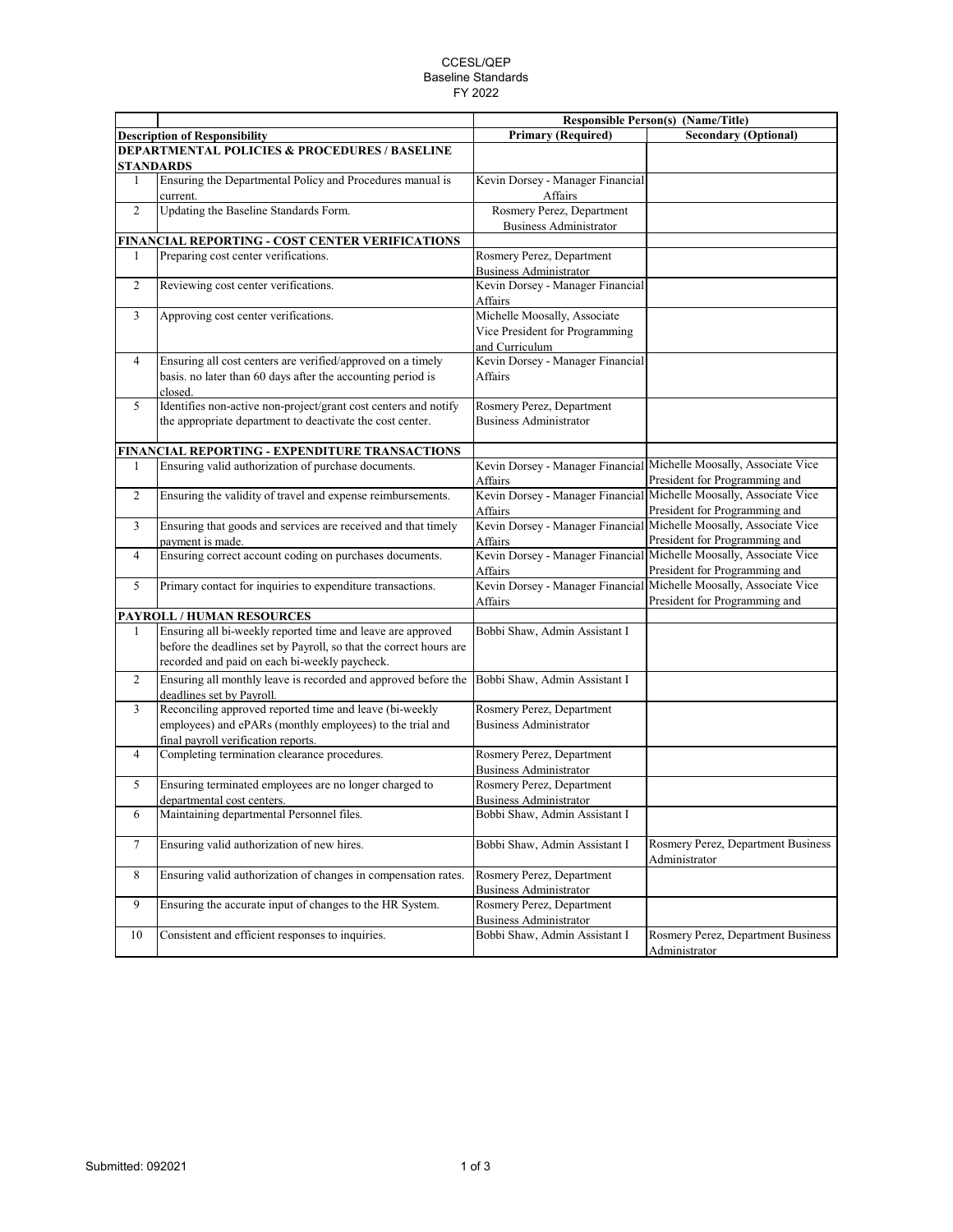# CCESL/QEP
## Baseline Standards
## FY 2022

| | | Responsible Person(s) (Name/Title) | |
|---|---|---|---|
| **Description of Responsibility** | | **Primary (Required)** | **Secondary (Optional)** |
| **DEPARTMENTAL POLICIES & PROCEDURES / BASELINE STANDARDS** | | | |
| 1 | Ensuring the Departmental Policy and Procedures manual is current. | Kevin Dorsey - Manager Financial Affairs | |
| 2 | Updating the Baseline Standards Form. | Rosmery Perez, Department Business Administrator | |
| **FINANCIAL REPORTING - COST CENTER VERIFICATIONS** | | | |
| 1 | Preparing cost center verifications. | Rosmery Perez, Department Business Administrator | |
| 2 | Reviewing cost center verifications. | Kevin Dorsey - Manager Financial Affairs | |
| 3 | Approving cost center verifications. | Michelle Moosally, Associate Vice President for Programming and Curriculum | |
| 4 | Ensuring all cost centers are verified/approved on a timely basis. no later than 60 days after the accounting period is closed. | Kevin Dorsey - Manager Financial Affairs | |
| 5 | Identifies non-active non-project/grant cost centers and notify the appropriate department to deactivate the cost center. | Rosmery Perez, Department Business Administrator | |
| **FINANCIAL REPORTING - EXPENDITURE TRANSACTIONS** | | | |
| 1 | Ensuring valid authorization of purchase documents. | Kevin Dorsey - Manager Financial Affairs | Michelle Moosally, Associate Vice President for Programming and |
| 2 | Ensuring the validity of travel and expense reimbursements. | Kevin Dorsey - Manager Financial Affairs | Michelle Moosally, Associate Vice President for Programming and |
| 3 | Ensuring that goods and services are received and that timely payment is made. | Kevin Dorsey - Manager Financial Affairs | Michelle Moosally, Associate Vice President for Programming and |
| 4 | Ensuring correct account coding on purchases documents. | Kevin Dorsey - Manager Financial Affairs | Michelle Moosally, Associate Vice President for Programming and |
| 5 | Primary contact for inquiries to expenditure transactions. | Kevin Dorsey - Manager Financial Affairs | Michelle Moosally, Associate Vice President for Programming and |
| **PAYROLL / HUMAN RESOURCES** | | | |
| 1 | Ensuring all bi-weekly reported time and leave are approved before the deadlines set by Payroll, so that the correct hours are recorded and paid on each bi-weekly paycheck. | Bobbi Shaw, Admin Assistant I | |
| 2 | Ensuring all monthly leave is recorded and approved before the deadlines set by Payroll. | Bobbi Shaw, Admin Assistant I | |
| 3 | Reconciling approved reported time and leave (bi-weekly employees) and ePARs (monthly employees) to the trial and final payroll verification reports. | Rosmery Perez, Department Business Administrator | |
| 4 | Completing termination clearance procedures. | Rosmery Perez, Department Business Administrator | |
| 5 | Ensuring terminated employees are no longer charged to departmental cost centers. | Rosmery Perez, Department Business Administrator | |
| 6 | Maintaining departmental Personnel files. | Bobbi Shaw, Admin Assistant I | |
| 7 | Ensuring valid authorization of new hires. | Bobbi Shaw, Admin Assistant I | Rosmery Perez, Department Business Administrator |
| 8 | Ensuring valid authorization of changes in compensation rates. | Rosmery Perez, Department Business Administrator | |
| 9 | Ensuring the accurate input of changes to the HR System. | Rosmery Perez, Department Business Administrator | |
| 10 | Consistent and efficient responses to inquiries. | Bobbi Shaw, Admin Assistant I | Rosmery Perez, Department Business Administrator |

Submitted: 092021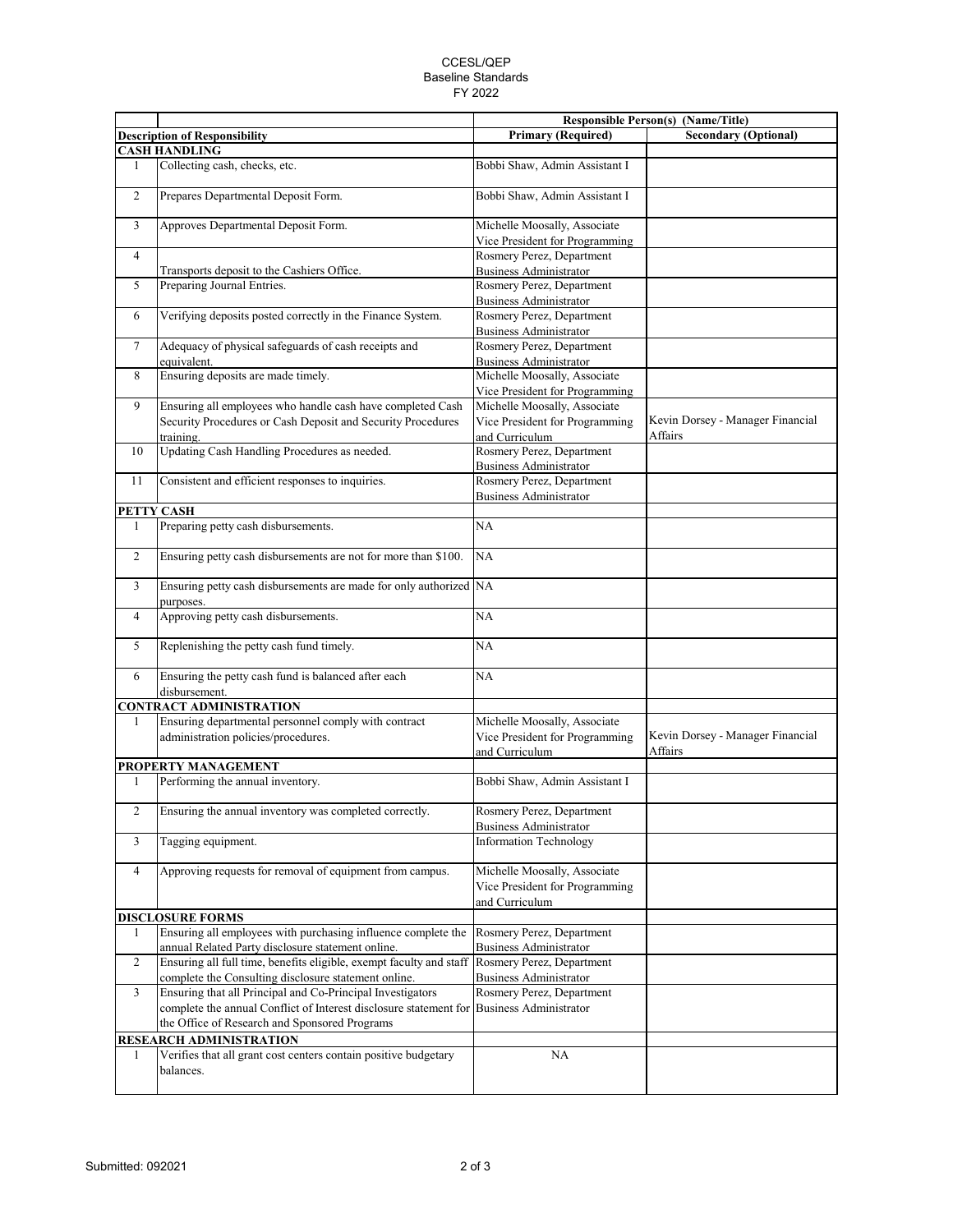CCESL/QEP
Baseline Standards
FY 2022

| | | Responsible Person(s) (Name/Title) | |
|---|---|---|---|
| **Description of Responsibility** | | **Primary (Required)** | **Secondary (Optional)** |
| **CASH HANDLING** | | | |
| 1 | Collecting cash, checks, etc. | Bobbi Shaw, Admin Assistant I | |
| 2 | Prepares Departmental Deposit Form. | Bobbi Shaw, Admin Assistant I | |
| 3 | Approves Departmental Deposit Form. | Michelle Moosally, Associate Vice President for Programming | |
| 4 | Transports deposit to the Cashiers Office. | Rosmery Perez, Department Business Administrator | |
| 5 | Preparing Journal Entries. | Rosmery Perez, Department Business Administrator | |
| 6 | Verifying deposits posted correctly in the Finance System. | Rosmery Perez, Department Business Administrator | |
| 7 | Adequacy of physical safeguards of cash receipts and equivalent. | Rosmery Perez, Department Business Administrator | |
| 8 | Ensuring deposits are made timely. | Michelle Moosally, Associate Vice President for Programming | |
| 9 | Ensuring all employees who handle cash have completed Cash Security Procedures or Cash Deposit and Security Procedures training. | Michelle Moosally, Associate Vice President for Programming and Curriculum | Kevin Dorsey - Manager Financial Affairs |
| 10 | Updating Cash Handling Procedures as needed. | Rosmery Perez, Department Business Administrator | |
| 11 | Consistent and efficient responses to inquiries. | Rosmery Perez, Department Business Administrator | |
| **PETTY CASH** | | | |
| 1 | Preparing petty cash disbursements. | NA | |
| 2 | Ensuring petty cash disbursements are not for more than $100. | NA | |
| 3 | Ensuring petty cash disbursements are made for only authorized purposes. | NA | |
| 4 | Approving petty cash disbursements. | NA | |
| 5 | Replenishing the petty cash fund timely. | NA | |
| 6 | Ensuring the petty cash fund is balanced after each disbursement. | NA | |
| **CONTRACT ADMINISTRATION** | | | |
| 1 | Ensuring departmental personnel comply with contract administration policies/procedures. | Michelle Moosally, Associate Vice President for Programming and Curriculum | Kevin Dorsey - Manager Financial Affairs |
| **PROPERTY MANAGEMENT** | | | |
| 1 | Performing the annual inventory. | Bobbi Shaw, Admin Assistant I | |
| 2 | Ensuring the annual inventory was completed correctly. | Rosmery Perez, Department Business Administrator | |
| 3 | Tagging equipment. | Information Technology | |
| 4 | Approving requests for removal of equipment from campus. | Michelle Moosally, Associate Vice President for Programming and Curriculum | |
| **DISCLOSURE FORMS** | | | |
| 1 | Ensuring all employees with purchasing influence complete the annual Related Party disclosure statement online. | Rosmery Perez, Department Business Administrator | |
| 2 | Ensuring all full time, benefits eligible, exempt faculty and staff complete the Consulting disclosure statement online. | Rosmery Perez, Department Business Administrator | |
| 3 | Ensuring that all Principal and Co-Principal Investigators complete the annual Conflict of Interest disclosure statement for the Office of Research and Sponsored Programs | Rosmery Perez, Department Business Administrator | |
| **RESEARCH ADMINISTRATION** | | | |
| 1 | Verifies that all grant cost centers contain positive budgetary balances. | NA | |

Submitted: 092021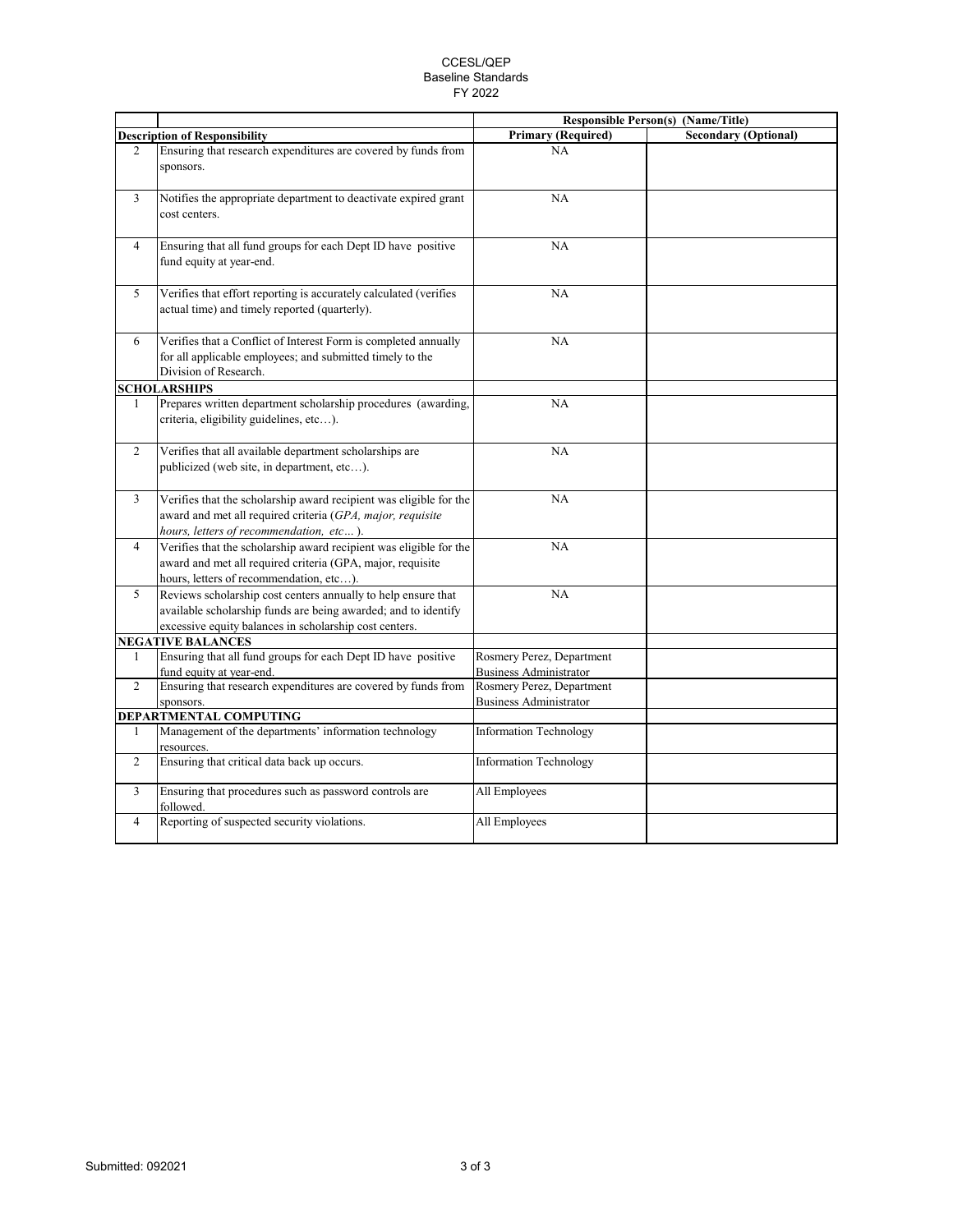CCESL/QEP
Baseline Standards
FY 2022

| | | Responsible Person(s) (Name/Title) | |
|---|---|---|---|
| Description of Responsibility | | Primary (Required) | Secondary (Optional) |
| 2 | Ensuring that research expenditures are covered by funds from sponsors. | NA | |
| 3 | Notifies the appropriate department to deactivate expired grant cost centers. | NA | |
| 4 | Ensuring that all fund groups for each Dept ID have positive fund equity at year-end. | NA | |
| 5 | Verifies that effort reporting is accurately calculated (verifies actual time) and timely reported (quarterly). | NA | |
| 6 | Verifies that a Conflict of Interest Form is completed annually for all applicable employees; and submitted timely to the Division of Research. | NA | |
| **SCHOLARSHIPS** | | | |
| 1 | Prepares written department scholarship procedures (awarding, criteria, eligibility guidelines, etc…). | NA | |
| 2 | Verifies that all available department scholarships are publicized (web site, in department, etc…). | NA | |
| 3 | Verifies that the scholarship award recipient was eligible for the award and met all required criteria (*GPA, major, requisite hours, letters of recommendation, etc…* ). | NA | |
| 4 | Verifies that the scholarship award recipient was eligible for the award and met all required criteria (GPA, major, requisite hours, letters of recommendation, etc…). | NA | |
| 5 | Reviews scholarship cost centers annually to help ensure that available scholarship funds are being awarded; and to identify excessive equity balances in scholarship cost centers. | NA | |
| **NEGATIVE BALANCES** | | | |
| 1 | Ensuring that all fund groups for each Dept ID have positive fund equity at year-end. | Rosmery Perez, Department Business Administrator | |
| 2 | Ensuring that research expenditures are covered by funds from sponsors. | Rosmery Perez, Department Business Administrator | |
| **DEPARTMENTAL COMPUTING** | | | |
| 1 | Management of the departments' information technology resources. | Information Technology | |
| 2 | Ensuring that critical data back up occurs. | Information Technology | |
| 3 | Ensuring that procedures such as password controls are followed. | All Employees | |
| 4 | Reporting of suspected security violations. | All Employees | |

Submitted: 092021